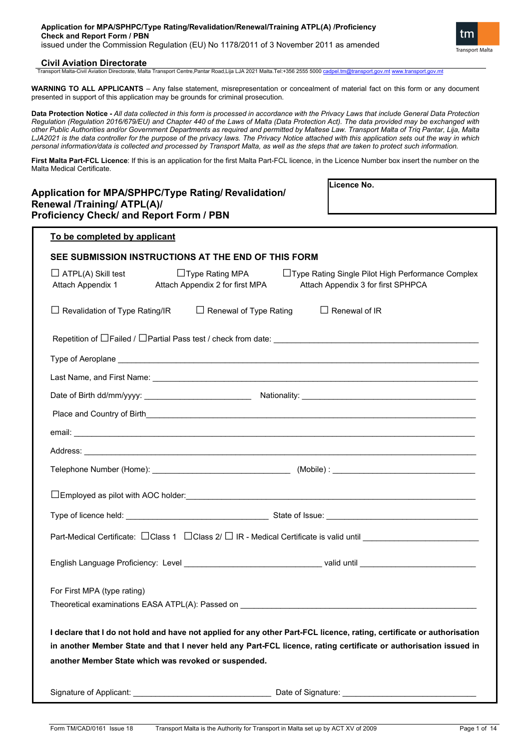**Application for MPA/SPHPC/Type Rating/Revalidation/Renewal/Training ATPL(A) /Proficiency Check and Report Form / PBN**
issued under the Commission Regulation (EU) No 1178/2011 of 3 November 2011 as amended

**Civil Aviation Directorate**
Transport Malta-Civil Aviation Directorate, Malta Transport Centre,Pantar Road,Lija LJA 2021 Malta.Tel:+356 2555 5000 cadpel.tm@transport.gov.mt www.transport.gov.mt

**WARNING TO ALL APPLICANTS** – Any false statement, misrepresentation or concealment of material fact on this form or any document presented in support of this application may be grounds for criminal prosecution.

**Data Protection Notice -** *All data collected in this form is processed in accordance with the Privacy Laws that include General Data Protection Regulation (Regulation 2016/679/EU) and Chapter 440 of the Laws of Malta (Data Protection Act). The data provided may be exchanged with other Public Authorities and/or Government Departments as required and permitted by Maltese Law. Transport Malta of Triq Pantar, Lija, Malta LJA2021 is the data controller for the purpose of the privacy laws. The Privacy Notice attached with this application sets out the way in which personal information/data is collected and processed by Transport Malta, as well as the steps that are taken to protect such information.*

**First Malta Part-FCL Licence**: If this is an application for the first Malta Part-FCL licence, in the Licence Number box insert the number on the Malta Medical Certificate.

## Application for MPA/SPHPC/Type Rating/ Revalidation/ Renewal /Training/ ATPL(A)/ Proficiency Check/ and Report Form / PBN

**Licence No.**

**To be completed by applicant**

**SEE SUBMISSION INSTRUCTIONS AT THE END OF THIS FORM**

☐ ATPL(A) Skill test Attach Appendix 1 ☐Type Rating MPA Attach Appendix 2 for first MPA ☐Type Rating Single Pilot High Performance Complex Attach Appendix 3 for first SPHPCA

☐ Revalidation of Type Rating/IR ☐ Renewal of Type Rating ☐ Renewal of IR

Repetition of ☐Failed / ☐Partial Pass test / check from date: ____________________

Type of Aeroplane ____________________

Last Name, and First Name: ____________________

Date of Birth dd/mm/yyyy: ____________________ Nationality: ____________________

Place and Country of Birth____________________

email: ____________________

Address: ____________________

Telephone Number (Home): ____________________ (Mobile) : ____________________

☐Employed as pilot with AOC holder:____________________

Type of licence held: ____________________ State of Issue: ____________________

Part-Medical Certificate: ☐Class 1 ☐Class 2/ ☐ IR - Medical Certificate is valid until ____________________

English Language Proficiency: Level ____________________ valid until ____________________

For First MPA (type rating)
Theoretical examinations EASA ATPL(A): Passed on ____________________

**I declare that I do not hold and have not applied for any other Part-FCL licence, rating, certificate or authorisation in another Member State and that I never held any Part-FCL licence, rating certificate or authorisation issued in another Member State which was revoked or suspended.**

Signature of Applicant: ____________________ Date of Signature: ____________________

Form TM/CAD/0161 Issue 18 Transport Malta is the Authority for Transport in Malta set up by ACT XV of 2009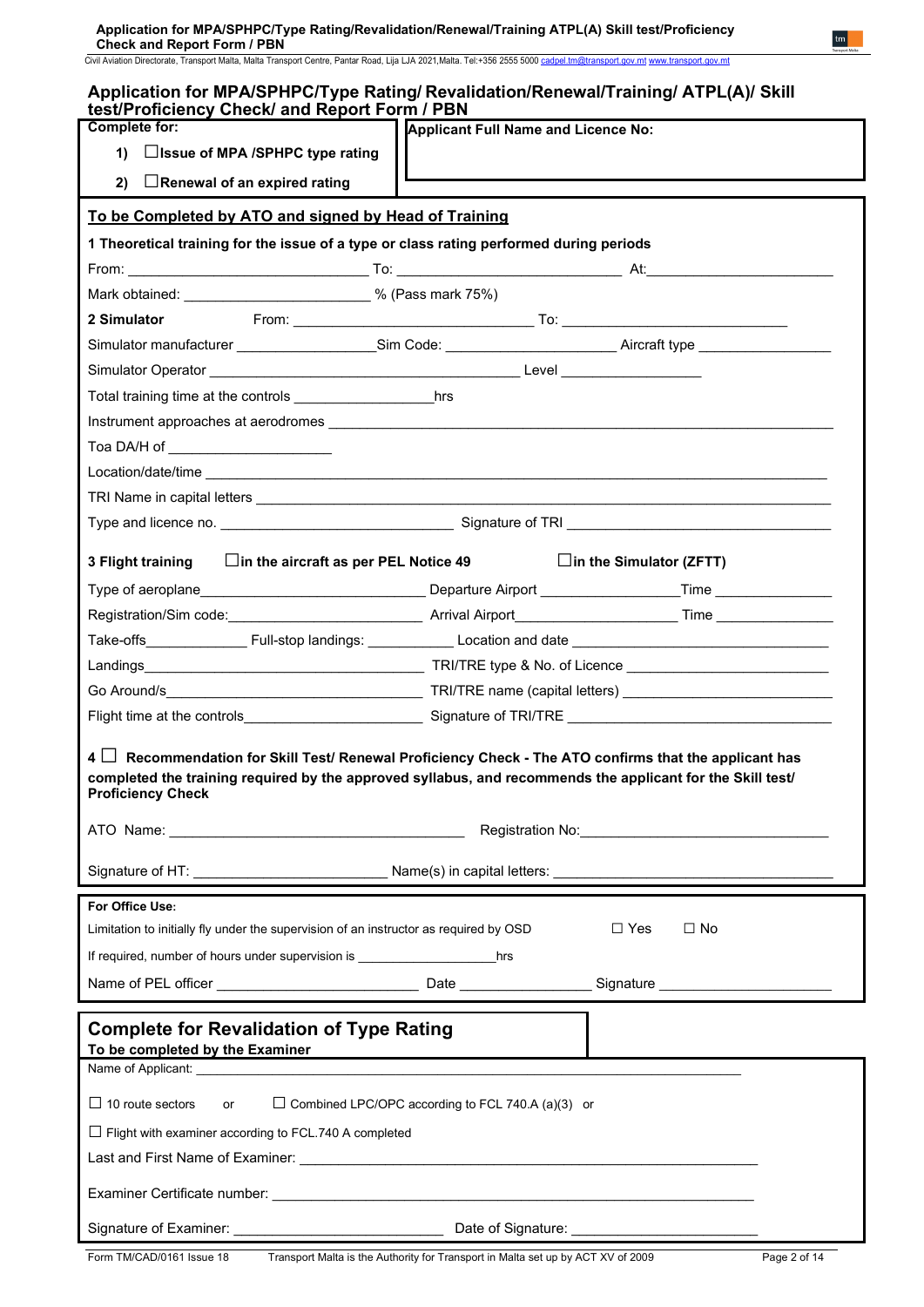# Application for MPA/SPHPC/Type Rating/ Revalidation/Renewal/Training/ ATPL(A)/ Skill test/Proficiency Check/ and Report Form / PBN

| Complete for: | Applicant Full Name and Licence No: |
|---|---|
| 1) ☐ Issue of MPA /SPHPC type rating<br>2) ☐ Renewal of an expired rating | |

## To be Completed by ATO and signed by Head of Training

**1 Theoretical training for the issue of a type or class rating performed during periods**

From: ____________________________ To: ____________________________ At: ________________________

Mark obtained: ______________________ % (Pass mark 75%)

**2 Simulator** From: ____________________________ To: __________________________

Simulator manufacturer _________________ Sim Code: ____________________ Aircraft type _________________

Simulator Operator _____________________________________ Level __________________

Total training time at the controls __________________ hrs

Instrument approaches at aerodromes ____________________________________________________________

Toa DA/H of _____________________

Location/date/time _________________________________________________________________________

TRI Name in capital letters ___________________________________________________________________

Type and licence no. ______________________________ Signature of TRI __________________________________

**3 Flight training** ☐ **in the aircraft as per PEL Notice 49** ☐ **in the Simulator (ZFTT)**

Type of aeroplane___________________________ Departure Airport _________________ Time ______________

Registration/Sim code:_______________________ Arrival Airport_____________________ Time ______________

Take-offs_____________ Full-stop landings: ___________ Location and date _______________________________

Landings_____________________________________ TRI/TRE type & No. of Licence ________________________

Go Around/s__________________________________ TRI/TRE name (capital letters) _______________________

Flight time at the controls_______________________ Signature of TRI/TRE ______________________________

**4 ☐ Recommendation for Skill Test/ Renewal Proficiency Check - The ATO confirms that the applicant has completed the training required by the approved syllabus, and recommends the applicant for the Skill test/ Proficiency Check**

ATO Name: _______________________________________ Registration No:_______________________________

Signature of HT: ________________________ Name(s) in capital letters: ___________________________________

**For Office Use:**

Limitation to initially fly under the supervision of an instructor as required by OSD ☐ Yes ☐ No

If required, number of hours under supervision is ___________________hrs

Name of PEL officer _________________________ Date ________________ Signature _____________________

## Complete for Revalidation of Type Rating

**To be completed by the Examiner**

Name of Applicant: ________________________________________________________________________________

☐ 10 route sectors or ☐ Combined LPC/OPC according to FCL 740.A (a)(3) or

☐ Flight with examiner according to FCL.740 A completed

Last and First Name of Examiner: ________________________________________________________________

Examiner Certificate number: ___________________________________________________________________

Signature of Examiner: ___________________________ Date of Signature: _________________________

Form TM/CAD/0161 Issue 18 Transport Malta is the Authority for Transport in Malta set up by ACT XV of 2009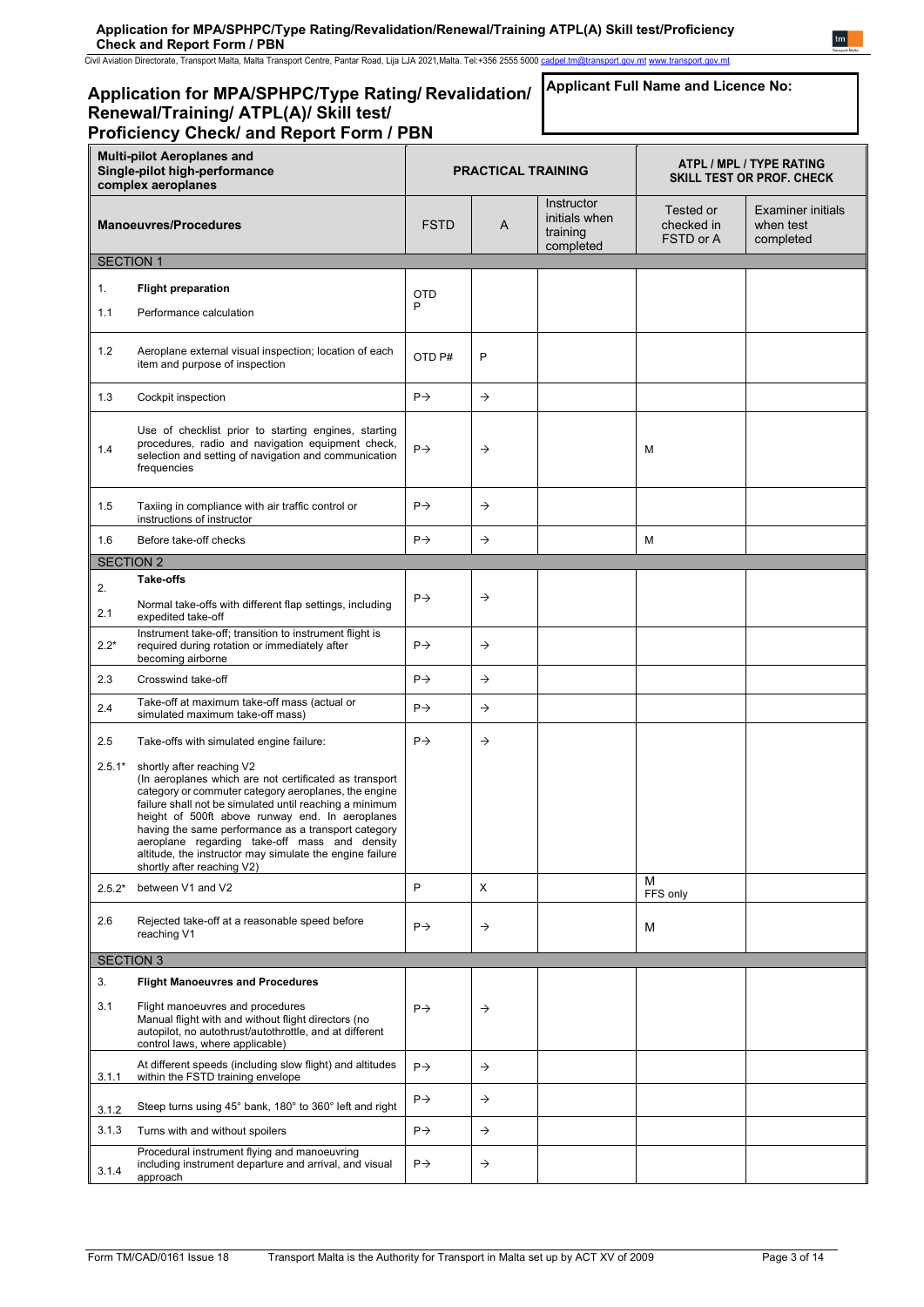# Application for MPA/SPHPC/Type Rating/ Revalidation/ Renewal/Training/ ATPL(A)/ Skill test/ Proficiency Check/ and Report Form / PBN

**Applicant Full Name and Licence No:**

| **Multi-pilot Aeroplanes and Single-pilot high-performance complex aeroplanes** | | **PRACTICAL TRAINING** | | | **ATPL / MPL / TYPE RATING SKILL TEST OR PROF. CHECK** | |
|---|---|---|---|---|---|---|
| | **Manoeuvres/Procedures** | FSTD | A | Instructor initials when training completed | Tested or checked in FSTD or A | Examiner initials when test completed |
| SECTION 1 | | | | | | |
| 1. | **Flight preparation** | | | | | |
| 1.1 | Performance calculation | OTD P | | | | |
| 1.2 | Aeroplane external visual inspection; location of each item and purpose of inspection | OTD P# | P | | | |
| 1.3 | Cockpit inspection | P→ | → | | | |
| 1.4 | Use of checklist prior to starting engines, starting procedures, radio and navigation equipment check, selection and setting of navigation and communication frequencies | P→ | → | | M | |
| 1.5 | Taxiing in compliance with air traffic control or instructions of instructor | P→ | → | | | |
| 1.6 | Before take-off checks | P→ | → | | M | |
| SECTION 2 | | | | | | |
| 2. | **Take-offs** | | | | | |
| 2.1 | Normal take-offs with different flap settings, including expedited take-off | P→ | → | | | |
| 2.2* | Instrument take-off; transition to instrument flight is required during rotation or immediately after becoming airborne | P→ | → | | | |
| 2.3 | Crosswind take-off | P→ | → | | | |
| 2.4 | Take-off at maximum take-off mass (actual or simulated maximum take-off mass) | P→ | → | | | |
| 2.5 | Take-offs with simulated engine failure: | P→ | → | | | |
| 2.5.1* | shortly after reaching V2 (In aeroplanes which are not certificated as transport category or commuter category aeroplanes, the engine failure shall not be simulated until reaching a minimum height of 500ft above runway end. In aeroplanes having the same performance as a transport category aeroplane regarding take-off mass and density altitude, the instructor may simulate the engine failure shortly after reaching V2) | | | | | |
| 2.5.2* | between V1 and V2 | P | X | | M FFS only | |
| 2.6 | Rejected take-off at a reasonable speed before reaching V1 | P→ | → | | M | |
| SECTION 3 | | | | | | |
| 3. | **Flight Manoeuvres and Procedures** | | | | | |
| 3.1 | Flight manoeuvres and procedures Manual flight with and without flight directors (no autopilot, no autothrust/autothrottle, and at different control laws, where applicable) | P→ | → | | | |
| 3.1.1 | At different speeds (including slow flight) and altitudes within the FSTD training envelope | P→ | → | | | |
| 3.1.2 | Steep turns using 45° bank, 180° to 360° left and right | P→ | → | | | |
| 3.1.3 | Turns with and without spoilers | P→ | → | | | |
| 3.1.4 | Procedural instrument flying and manoeuvring including instrument departure and arrival, and visual approach | P→ | → | | | |

Form TM/CAD/0161 Issue 18 Transport Malta is the Authority for Transport in Malta set up by ACT XV of 2009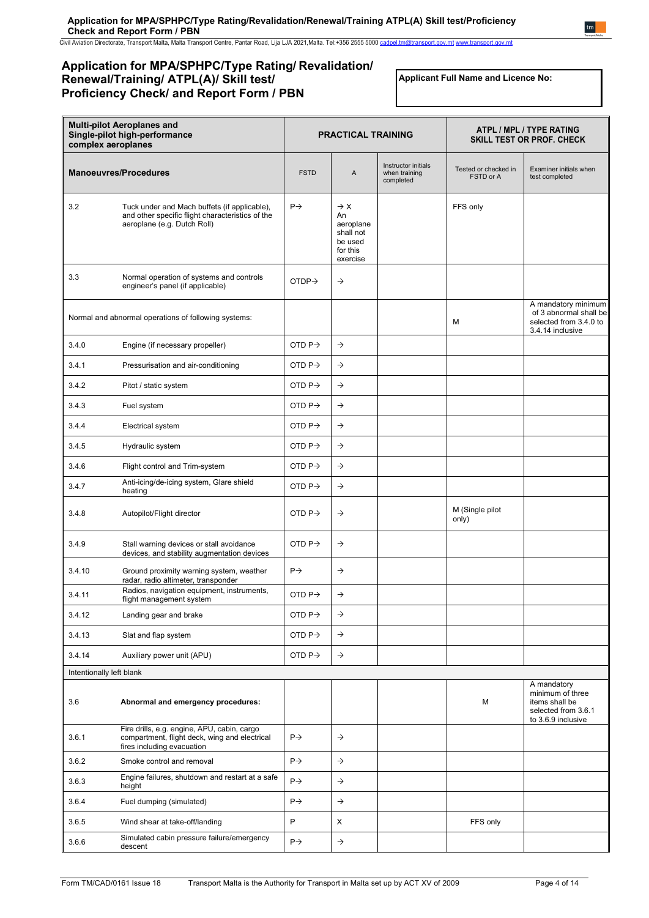# Application for MPA/SPHPC/Type Rating/ Revalidation/ Renewal/Training/ ATPL(A)/ Skill test/ Proficiency Check/ and Report Form / PBN

**Applicant Full Name and Licence No:**

| Multi-pilot Aeroplanes and Single-pilot high-performance complex aeroplanes | | PRACTICAL TRAINING | | | ATPL / MPL / TYPE RATING SKILL TEST OR PROF. CHECK | |
|---|---|---|---|---|---|---|
| **Manoeuvres/Procedures** | | FSTD | A | Instructor initials when training completed | Tested or checked in FSTD or A | Examiner initials when test completed |
| 3.2 | Tuck under and Mach buffets (if applicable), and other specific flight characteristics of the aeroplane (e.g. Dutch Roll) | P→ | →X An aeroplane shall not be used for this exercise | | FFS only | |
| 3.3 | Normal operation of systems and controls engineer's panel (if applicable) | OTDP→ | → | | | |
| Normal and abnormal operations of following systems: | | | | | M | A mandatory minimum of 3 abnormal shall be selected from 3.4.0 to 3.4.14 inclusive |
| 3.4.0 | Engine (if necessary propeller) | OTD P→ | → | | | |
| 3.4.1 | Pressurisation and air-conditioning | OTD P→ | → | | | |
| 3.4.2 | Pitot / static system | OTD P→ | → | | | |
| 3.4.3 | Fuel system | OTD P→ | → | | | |
| 3.4.4 | Electrical system | OTD P→ | → | | | |
| 3.4.5 | Hydraulic system | OTD P→ | → | | | |
| 3.4.6 | Flight control and Trim-system | OTD P→ | → | | | |
| 3.4.7 | Anti-icing/de-icing system, Glare shield heating | OTD P→ | → | | | |
| 3.4.8 | Autopilot/Flight director | OTD P→ | → | | M (Single pilot only) | |
| 3.4.9 | Stall warning devices or stall avoidance devices, and stability augmentation devices | OTD P→ | → | | | |
| 3.4.10 | Ground proximity warning system, weather radar, radio altimeter, transponder | P→ | → | | | |
| 3.4.11 | Radios, navigation equipment, instruments, flight management system | OTD P→ | → | | | |
| 3.4.12 | Landing gear and brake | OTD P→ | → | | | |
| 3.4.13 | Slat and flap system | OTD P→ | → | | | |
| 3.4.14 | Auxiliary power unit (APU) | OTD P→ | → | | | |
| Intentionally left blank | | | | | | |
| 3.6 | **Abnormal and emergency procedures:** | | | | M | A mandatory minimum of three items shall be selected from 3.6.1 to 3.6.9 inclusive |
| 3.6.1 | Fire drills, e.g. engine, APU, cabin, cargo compartment, flight deck, wing and electrical fires including evacuation | P→ | → | | | |
| 3.6.2 | Smoke control and removal | P→ | → | | | |
| 3.6.3 | Engine failures, shutdown and restart at a safe height | P→ | → | | | |
| 3.6.4 | Fuel dumping (simulated) | P→ | → | | | |
| 3.6.5 | Wind shear at take-off/landing | P | X | | FFS only | |
| 3.6.6 | Simulated cabin pressure failure/emergency descent | P→ | → | | | |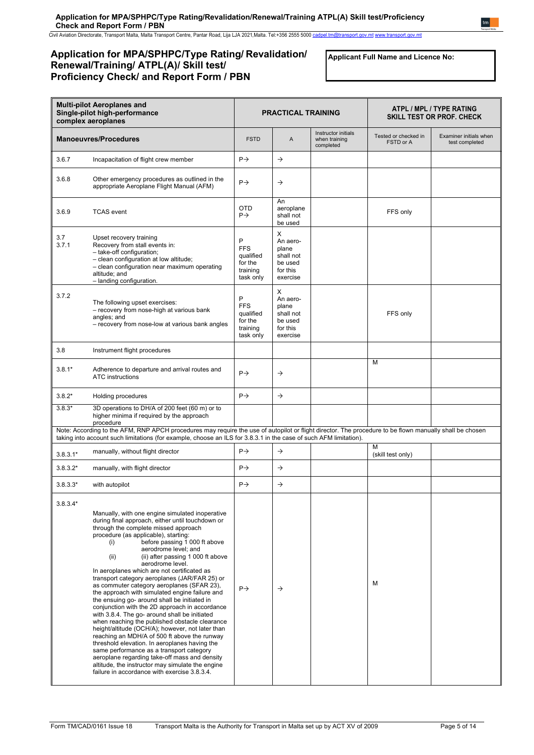# Application for MPA/SPHPC/Type Rating/ Revalidation/ Renewal/Training/ ATPL(A)/ Skill test/ Proficiency Check/ and Report Form / PBN

**Applicant Full Name and Licence No:**

| **Multi-pilot Aeroplanes and Single-pilot high-performance complex aeroplanes** | | **PRACTICAL TRAINING** | | | **ATPL / MPL / TYPE RATING SKILL TEST OR PROF. CHECK** | |
|---|---|---|---|---|---|---|
| **Manoeuvres/Procedures** | | FSTD | A | Instructor initials when training completed | Tested or checked in FSTD or A | Examiner initials when test completed |
| 3.6.7 | Incapacitation of flight crew member | P→ | → | | | |
| 3.6.8 | Other emergency procedures as outlined in the appropriate Aeroplane Flight Manual (AFM) | P→ | → | | | |
| 3.6.9 | TCAS event | OTD P→ | An aeroplane shall not be used | | FFS only | |
| 3.7 3.7.1 | Upset recovery training Recovery from stall events in: – take-off configuration; – clean configuration at low altitude; – clean configuration near maximum operating altitude; and – landing configuration. | P FFS qualified for the training task only | X An aero-plane shall not be used for this exercise | | | |
| 3.7.2 | The following upset exercises: – recovery from nose-high at various bank angles; and – recovery from nose-low at various bank angles | P FFS qualified for the training task only | X An aero-plane shall not be used for this exercise | | FFS only | |
| 3.8 | Instrument flight procedures | | | | | |
| 3.8.1* | Adherence to departure and arrival routes and ATC instructions | P→ | → | | M | |
| 3.8.2* | Holding procedures | P→ | → | | | |
| 3.8.3* | 3D operations to DH/A of 200 feet (60 m) or to higher minima if required by the approach procedure | | | | | |
| Note: According to the AFM, RNP APCH procedures may require the use of autopilot or flight director. The procedure to be flown manually shall be chosen taking into account such limitations (for example, choose an ILS for 3.8.3.1 in the case of such AFM limitation). | | | | | | |
| 3.8.3.1* | manually, without flight director | P→ | → | | M (skill test only) | |
| 3.8.3.2* | manually, with flight director | P→ | → | | | |
| 3.8.3.3* | with autopilot | P→ | → | | | |
| 3.8.3.4* | Manually, with one engine simulated inoperative during final approach, either until touchdown or through the complete missed approach procedure (as applicable), starting: (i) before passing 1 000 ft above aerodrome level; and (ii) (ii) after passing 1 000 ft above aerodrome level. In aeroplanes which are not certificated as transport category aeroplanes (JAR/FAR 25) or as commuter category aeroplanes (SFAR 23), the approach with simulated engine failure and the ensuing go- around shall be initiated in conjunction with the 2D approach in accordance with 3.8.4. The go- around shall be initiated when reaching the published obstacle clearance height/altitude (OCH/A); however, not later than reaching an MDH/A of 500 ft above the runway threshold elevation. In aeroplanes having the same performance as a transport category aeroplane regarding take-off mass and density altitude, the instructor may simulate the engine failure in accordance with exercise 3.8.3.4. | P→ | → | | M | |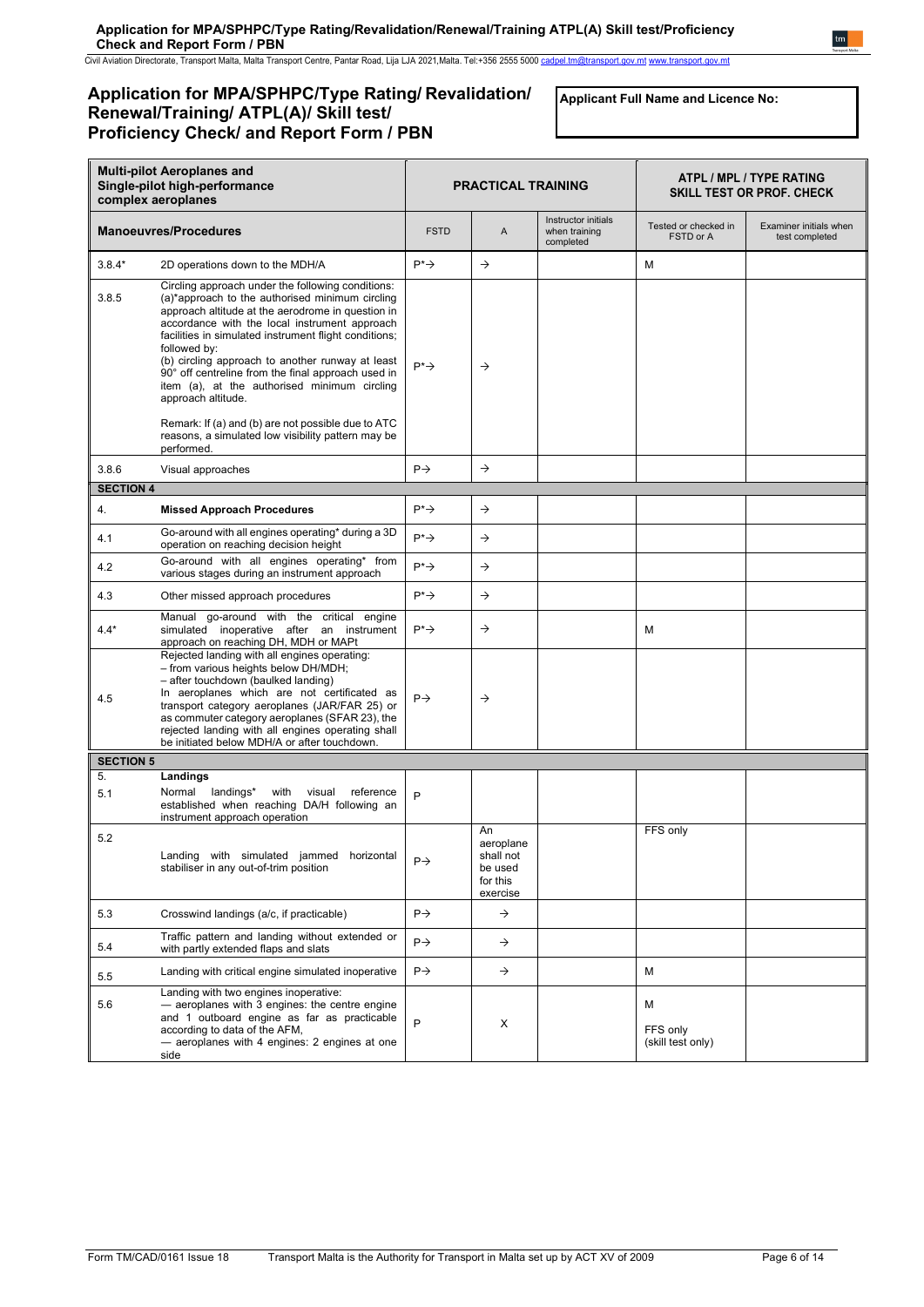# Application for MPA/SPHPC/Type Rating/ Revalidation/ Renewal/Training/ ATPL(A)/ Skill test/ Proficiency Check/ and Report Form / PBN

**Applicant Full Name and Licence No:**

| **Multi-pilot Aeroplanes and Single-pilot high-performance complex aeroplanes** | | **PRACTICAL TRAINING** | | | **ATPL / MPL / TYPE RATING SKILL TEST OR PROF. CHECK** | |
|---|---|---|---|---|---|---|
| **Manoeuvres/Procedures** | | FSTD | A | Instructor initials when training completed | Tested or checked in FSTD or A | Examiner initials when test completed |
| 3.8.4* | 2D operations down to the MDH/A | P*→ | → | | M | |
| 3.8.5 | Circling approach under the following conditions: (a)*approach to the authorised minimum circling approach altitude at the aerodrome in question in accordance with the local instrument approach facilities in simulated instrument flight conditions; followed by: (b) circling approach to another runway at least 90° off centreline from the final approach used in item (a), at the authorised minimum circling approach altitude. Remark: If (a) and (b) are not possible due to ATC reasons, a simulated low visibility pattern may be performed. | P*→ | → | | | |
| 3.8.6 | Visual approaches | P→ | → | | | |
| **SECTION 4** | | | | | | |
| 4. | **Missed Approach Procedures** | P*→ | → | | | |
| 4.1 | Go-around with all engines operating* during a 3D operation on reaching decision height | P*→ | → | | | |
| 4.2 | Go-around with all engines operating* from various stages during an instrument approach | P*→ | → | | | |
| 4.3 | Other missed approach procedures | P*→ | → | | | |
| 4.4* | Manual go-around with the critical engine simulated inoperative after an instrument approach on reaching DH, MDH or MAPt | P*→ | → | | M | |
| 4.5 | Rejected landing with all engines operating: – from various heights below DH/MDH; – after touchdown (baulked landing) In aeroplanes which are not certificated as transport category aeroplanes (JAR/FAR 25) or as commuter category aeroplanes (SFAR 23), the rejected landing with all engines operating shall be initiated below MDH/A or after touchdown. | P→ | → | | | |
| **SECTION 5** | | | | | | |
| 5. | **Landings** | | | | | |
| 5.1 | Normal landings* with visual reference established when reaching DA/H following an instrument approach operation | P | | | | |
| 5.2 | Landing with simulated jammed horizontal stabiliser in any out-of-trim position | P→ | An aeroplane shall not be used for this exercise | | FFS only | |
| 5.3 | Crosswind landings (a/c, if practicable) | P→ | → | | | |
| 5.4 | Traffic pattern and landing without extended or with partly extended flaps and slats | P→ | → | | | |
| 5.5 | Landing with critical engine simulated inoperative | P→ | → | | M | |
| 5.6 | Landing with two engines inoperative: — aeroplanes with 3 engines: the centre engine and 1 outboard engine as far as practicable according to data of the AFM, — aeroplanes with 4 engines: 2 engines at one side | P | X | | M FFS only (skill test only) | |

Form TM/CAD/0161 Issue 18 Transport Malta is the Authority for Transport in Malta set up by ACT XV of 2009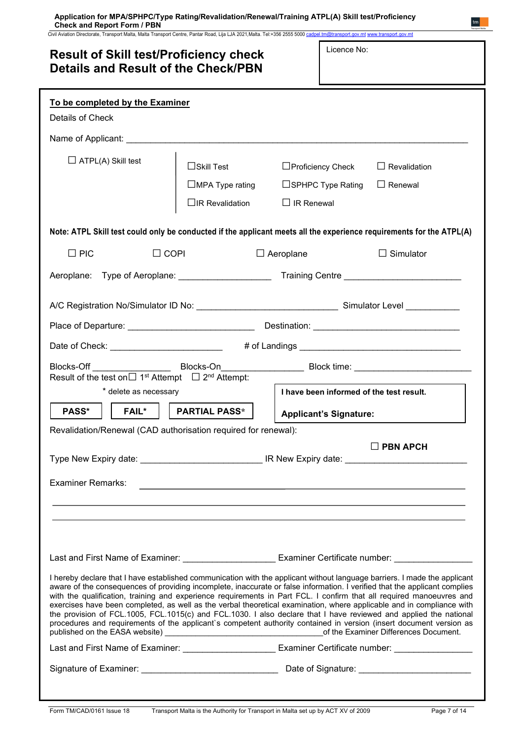# Result of Skill test/Proficiency check
# Details and Result of the Check/PBN

Licence No:

**To be completed by the Examiner**

Details of Check

Name of Applicant: ___________________________________________________________________________

☐ ATPL(A) Skill test

☐Skill Test ☐Proficiency Check ☐ Revalidation

☐MPA Type rating ☐SPHPC Type Rating ☐ Renewal

☐IR Revalidation ☐ IR Renewal

**Note: ATPL Skill test could only be conducted if the applicant meets all the experience requirements for the ATPL(A)**

☐ PIC ☐ COPI ☐ Aeroplane ☐ Simulator

Aeroplane: Type of Aeroplane: ____________________ Training Centre ________________________

A/C Registration No/Simulator ID No: ______________________________ Simulator Level ___________

Place of Departure: ___________________________ Destination: _______________________________

Date of Check: ________________________ # of Landings __________________________________

Blocks-Off ________________ Blocks-On________________ Block time: ________________________

Result of the test on☐ 1st Attempt ☐ 2nd Attempt:

\* delete as necessary

**PASS\*** **FAIL\*** **PARTIAL PASS\***

**I have been informed of the test result.**

**Applicant's Signature:**

Revalidation/Renewal (CAD authorisation required for renewal):

☐ **PBN APCH**

Type New Expiry date: _________________________ IR New Expiry date: _________________________

Examiner Remarks: ________________________________________________________________

_____________________________________________________________________________________

_____________________________________________________________________________________

Last and First Name of Examiner: ___________________ Examiner Certificate number: ________________

I hereby declare that I have established communication with the applicant without language barriers. I made the applicant aware of the consequences of providing incomplete, inaccurate or false information. I verified that the applicant complies with the qualification, training and experience requirements in Part FCL. I confirm that all required manoeuvres and exercises have been completed, as well as the verbal theoretical examination, where applicable and in compliance with the provision of FCL.1005, FCL.1015(c) and FCL.1030. I also declare that I have reviewed and applied the national procedures and requirements of the applicant`s competent authority contained in version (insert document version as published on the EASA website) __________________________________of the Examiner Differences Document.

Last and First Name of Examiner: ___________________ Examiner Certificate number: ________________

Signature of Examiner: _____________________________ Date of Signature: _______________________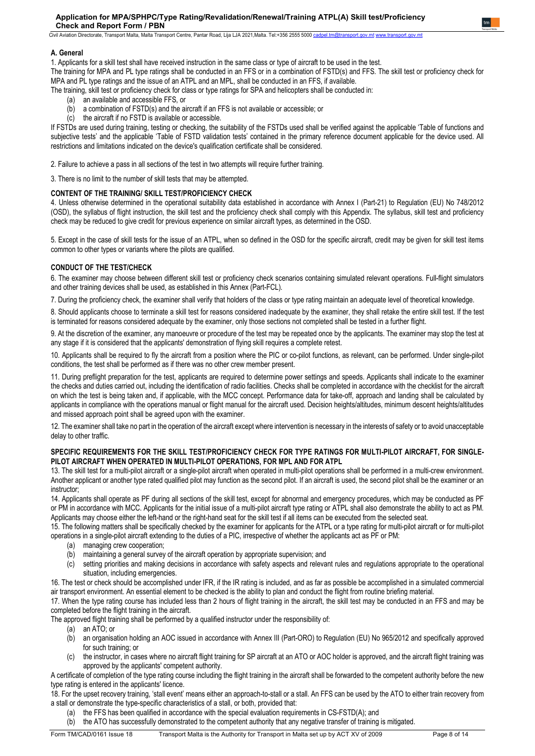### A. General

1. Applicants for a skill test shall have received instruction in the same class or type of aircraft to be used in the test.

The training for MPA and PL type ratings shall be conducted in an FFS or in a combination of FSTD(s) and FFS. The skill test or proficiency check for MPA and PL type ratings and the issue of an ATPL and an MPL, shall be conducted in an FFS, if available.

The training, skill test or proficiency check for class or type ratings for SPA and helicopters shall be conducted in:

- (a) an available and accessible FFS, or
- (b) a combination of FSTD(s) and the aircraft if an FFS is not available or accessible; or
- (c) the aircraft if no FSTD is available or accessible.

If FSTDs are used during training, testing or checking, the suitability of the FSTDs used shall be verified against the applicable 'Table of functions and subjective tests' and the applicable 'Table of FSTD validation tests' contained in the primary reference document applicable for the device used. All restrictions and limitations indicated on the device's qualification certificate shall be considered.

2. Failure to achieve a pass in all sections of the test in two attempts will require further training.

3. There is no limit to the number of skill tests that may be attempted.

#### CONTENT OF THE TRAINING/ SKILL TEST/PROFICIENCY CHECK

4. Unless otherwise determined in the operational suitability data established in accordance with Annex I (Part-21) to Regulation (EU) No 748/2012 (OSD), the syllabus of flight instruction, the skill test and the proficiency check shall comply with this Appendix. The syllabus, skill test and proficiency check may be reduced to give credit for previous experience on similar aircraft types, as determined in the OSD.

5. Except in the case of skill tests for the issue of an ATPL, when so defined in the OSD for the specific aircraft, credit may be given for skill test items common to other types or variants where the pilots are qualified.

#### CONDUCT OF THE TEST/CHECK

6. The examiner may choose between different skill test or proficiency check scenarios containing simulated relevant operations. Full-flight simulators and other training devices shall be used, as established in this Annex (Part-FCL).

7. During the proficiency check, the examiner shall verify that holders of the class or type rating maintain an adequate level of theoretical knowledge.

8. Should applicants choose to terminate a skill test for reasons considered inadequate by the examiner, they shall retake the entire skill test. If the test is terminated for reasons considered adequate by the examiner, only those sections not completed shall be tested in a further flight.

9. At the discretion of the examiner, any manoeuvre or procedure of the test may be repeated once by the applicants. The examiner may stop the test at any stage if it is considered that the applicants' demonstration of flying skill requires a complete retest.

10. Applicants shall be required to fly the aircraft from a position where the PIC or co-pilot functions, as relevant, can be performed. Under single-pilot conditions, the test shall be performed as if there was no other crew member present.

11. During preflight preparation for the test, applicants are required to determine power settings and speeds. Applicants shall indicate to the examiner the checks and duties carried out, including the identification of radio facilities. Checks shall be completed in accordance with the checklist for the aircraft on which the test is being taken and, if applicable, with the MCC concept. Performance data for take-off, approach and landing shall be calculated by applicants in compliance with the operations manual or flight manual for the aircraft used. Decision heights/altitudes, minimum descent heights/altitudes and missed approach point shall be agreed upon with the examiner.

12. The examiner shall take no part in the operation of the aircraft except where intervention is necessary in the interests of safety or to avoid unacceptable delay to other traffic.

#### SPECIFIC REQUIREMENTS FOR THE SKILL TEST/PROFICIENCY CHECK FOR TYPE RATINGS FOR MULTI-PILOT AIRCRAFT, FOR SINGLE-PILOT AIRCRAFT WHEN OPERATED IN MULTI-PILOT OPERATIONS, FOR MPL AND FOR ATPL

13. The skill test for a multi-pilot aircraft or a single-pilot aircraft when operated in multi-pilot operations shall be performed in a multi-crew environment. Another applicant or another type rated qualified pilot may function as the second pilot. If an aircraft is used, the second pilot shall be the examiner or an instructor;

14. Applicants shall operate as PF during all sections of the skill test, except for abnormal and emergency procedures, which may be conducted as PF or PM in accordance with MCC. Applicants for the initial issue of a multi-pilot aircraft type rating or ATPL shall also demonstrate the ability to act as PM. Applicants may choose either the left-hand or the right-hand seat for the skill test if all items can be executed from the selected seat.

15. The following matters shall be specifically checked by the examiner for applicants for the ATPL or a type rating for multi-pilot aircraft or for multi-pilot operations in a single-pilot aircraft extending to the duties of a PIC, irrespective of whether the applicants act as PF or PM:

- (a) managing crew cooperation;
- (b) maintaining a general survey of the aircraft operation by appropriate supervision; and
- (c) setting priorities and making decisions in accordance with safety aspects and relevant rules and regulations appropriate to the operational situation, including emergencies.

16. The test or check should be accomplished under IFR, if the IR rating is included, and as far as possible be accomplished in a simulated commercial air transport environment. An essential element to be checked is the ability to plan and conduct the flight from routine briefing material.

17. When the type rating course has included less than 2 hours of flight training in the aircraft, the skill test may be conducted in an FFS and may be completed before the flight training in the aircraft.

The approved flight training shall be performed by a qualified instructor under the responsibility of:

- (a) an ATO; or
- (b) an organisation holding an AOC issued in accordance with Annex III (Part-ORO) to Regulation (EU) No 965/2012 and specifically approved for such training; or
- (c) the instructor, in cases where no aircraft flight training for SP aircraft at an ATO or AOC holder is approved, and the aircraft flight training was approved by the applicants' competent authority.

A certificate of completion of the type rating course including the flight training in the aircraft shall be forwarded to the competent authority before the new type rating is entered in the applicants' licence.

18. For the upset recovery training, 'stall event' means either an approach-to-stall or a stall. An FFS can be used by the ATO to either train recovery from a stall or demonstrate the type-specific characteristics of a stall, or both, provided that:

- (a) the FFS has been qualified in accordance with the special evaluation requirements in CS-FSTD(A); and
- (b) the ATO has successfully demonstrated to the competent authority that any negative transfer of training is mitigated.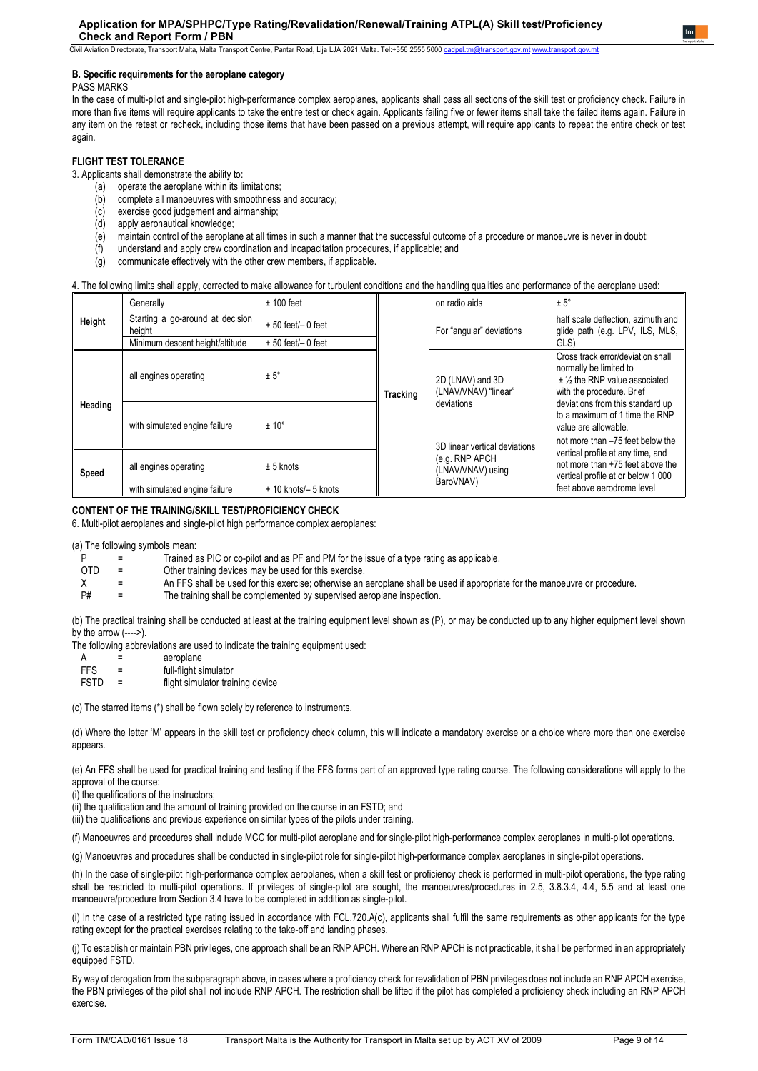### B. Specific requirements for the aeroplane category

PASS MARKS

In the case of multi-pilot and single-pilot high-performance complex aeroplanes, applicants shall pass all sections of the skill test or proficiency check. Failure in more than five items will require applicants to take the entire test or check again. Applicants failing five or fewer items shall take the failed items again. Failure in any item on the retest or recheck, including those items that have been passed on a previous attempt, will require applicants to repeat the entire check or test again.

**FLIGHT TEST TOLERANCE**

3. Applicants shall demonstrate the ability to:

(a) operate the aeroplane within its limitations;
(b) complete all manoeuvres with smoothness and accuracy;
(c) exercise good judgement and airmanship;
(d) apply aeronautical knowledge;
(e) maintain control of the aeroplane at all times in such a manner that the successful outcome of a procedure or manoeuvre is never in doubt;
(f) understand and apply crew coordination and incapacitation procedures, if applicable; and
(g) communicate effectively with the other crew members, if applicable.

4. The following limits shall apply, corrected to make allowance for turbulent conditions and the handling qualities and performance of the aeroplane used:

| | | | | | |
|---|---|---|---|---|---|
| **Height** | Generally | ± 100 feet | **Tracking** | on radio aids | ± 5° |
| | Starting a go-around at decision height | + 50 feet/– 0 feet | | For "angular" deviations | half scale deflection, azimuth and glide path (e.g. LPV, ILS, MLS, GLS) |
| | Minimum descent height/altitude | + 50 feet/– 0 feet | | | |
| **Heading** | all engines operating | ± 5° | | 2D (LNAV) and 3D (LNAV/VNAV) "linear" deviations | Cross track error/deviation shall normally be limited to ± ½ the RNP value associated with the procedure. Brief deviations from this standard up to a maximum of 1 time the RNP value are allowable. |
| | with simulated engine failure | ± 10° | | | |
| **Speed** | all engines operating | ± 5 knots | | 3D linear vertical deviations (e.g. RNP APCH (LNAV/VNAV) using BaroVNAV) | not more than –75 feet below the vertical profile at any time, and not more than +75 feet above the vertical profile at or below 1 000 feet above aerodrome level |
| | with simulated engine failure | + 10 knots/– 5 knots | | | |

**CONTENT OF THE TRAINING/SKILL TEST/PROFICIENCY CHECK**

6. Multi-pilot aeroplanes and single-pilot high performance complex aeroplanes:

(a) The following symbols mean:

| | | |
|---|---|---|
| P | = | Trained as PIC or co-pilot and as PF and PM for the issue of a type rating as applicable. |
| OTD | = | Other training devices may be used for this exercise. |
| X | = | An FFS shall be used for this exercise; otherwise an aeroplane shall be used if appropriate for the manoeuvre or procedure. |
| P# | = | The training shall be complemented by supervised aeroplane inspection. |

(b) The practical training shall be conducted at least at the training equipment level shown as (P), or may be conducted up to any higher equipment level shown by the arrow (---->).

The following abbreviations are used to indicate the training equipment used:

| | | |
|---|---|---|
| A | = | aeroplane |
| FFS | = | full-flight simulator |
| FSTD | = | flight simulator training device |

(c) The starred items (*) shall be flown solely by reference to instruments.

(d) Where the letter 'M' appears in the skill test or proficiency check column, this will indicate a mandatory exercise or a choice where more than one exercise appears.

(e) An FFS shall be used for practical training and testing if the FFS forms part of an approved type rating course. The following considerations will apply to the approval of the course:

(i) the qualifications of the instructors;
(ii) the qualification and the amount of training provided on the course in an FSTD; and
(iii) the qualifications and previous experience on similar types of the pilots under training.

(f) Manoeuvres and procedures shall include MCC for multi-pilot aeroplane and for single-pilot high-performance complex aeroplanes in multi-pilot operations.

(g) Manoeuvres and procedures shall be conducted in single-pilot role for single-pilot high-performance complex aeroplanes in single-pilot operations.

(h) In the case of single-pilot high-performance complex aeroplanes, when a skill test or proficiency check is performed in multi-pilot operations, the type rating shall be restricted to multi-pilot operations. If privileges of single-pilot are sought, the manoeuvres/procedures in 2.5, 3.8.3.4, 4.4, 5.5 and at least one manoeuvre/procedure from Section 3.4 have to be completed in addition as single-pilot.

(i) In the case of a restricted type rating issued in accordance with FCL.720.A(c), applicants shall fulfil the same requirements as other applicants for the type rating except for the practical exercises relating to the take-off and landing phases.

(j) To establish or maintain PBN privileges, one approach shall be an RNP APCH. Where an RNP APCH is not practicable, it shall be performed in an appropriately equipped FSTD.

By way of derogation from the subparagraph above, in cases where a proficiency check for revalidation of PBN privileges does not include an RNP APCH exercise, the PBN privileges of the pilot shall not include RNP APCH. The restriction shall be lifted if the pilot has completed a proficiency check including an RNP APCH exercise.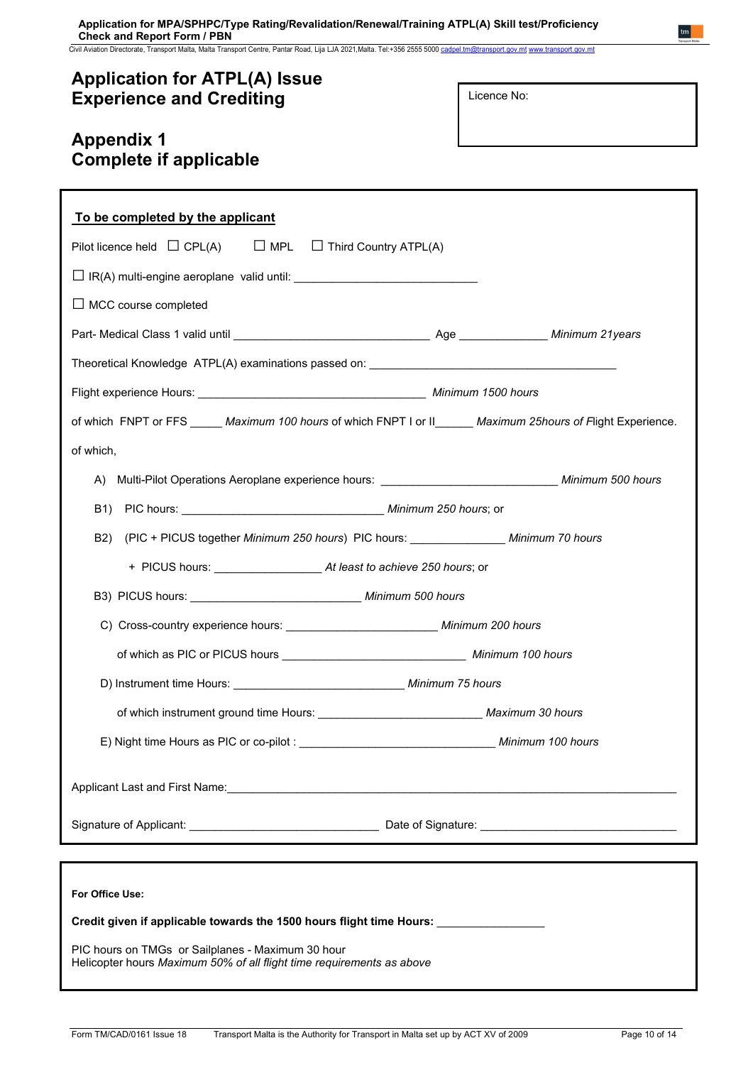# Application for ATPL(A) Issue Experience and Crediting

Licence No:

## Appendix 1
## Complete if applicable

**To be completed by the applicant**

Pilot licence held ☐ CPL(A) ☐ MPL ☐ Third Country ATPL(A)

☐ IR(A) multi-engine aeroplane valid until: ______________________________

☐ MCC course completed

Part- Medical Class 1 valid until ________________________________ Age ______________ *Minimum 21years*

Theoretical Knowledge ATPL(A) examinations passed on: ________________________________________

Flight experience Hours: _____________________________________ *Minimum 1500 hours*

of which FNPT or FFS _____ *Maximum 100 hours* of which FNPT I or II______ *Maximum 25hours of F*light Experience.

of which,

A) Multi-Pilot Operations Aeroplane experience hours: _____________________________ *Minimum 500 hours*

B1) PIC hours: ________________________________ *Minimum 250 hours*; or

B2) (PIC + PICUS together *Minimum 250 hours*) PIC hours: _______________ *Minimum 70 hours*

+ PICUS hours: _________________ *At least to achieve 250 hours*; or

B3) PICUS hours: ___________________________ *Minimum 500 hours*

C) Cross-country experience hours: ________________________ *Minimum 200 hours*

of which as PIC or PICUS hours _____________________________ *Minimum 100 hours*

D) Instrument time Hours: ___________________________ *Minimum 75 hours*

of which instrument ground time Hours: __________________________ *Maximum 30 hours*

E) Night time Hours as PIC or co-pilot : ______________________________ *Minimum 100 hours*

Applicant Last and First Name:______________________________________________________________________

Signature of Applicant: ______________________________ Date of Signature: _______________________________

**For Office Use:**

**Credit given if applicable towards the 1500 hours flight time Hours:** _________________

PIC hours on TMGs or Sailplanes - Maximum 30 hour
Helicopter hours *Maximum 50% of all flight time requirements as above*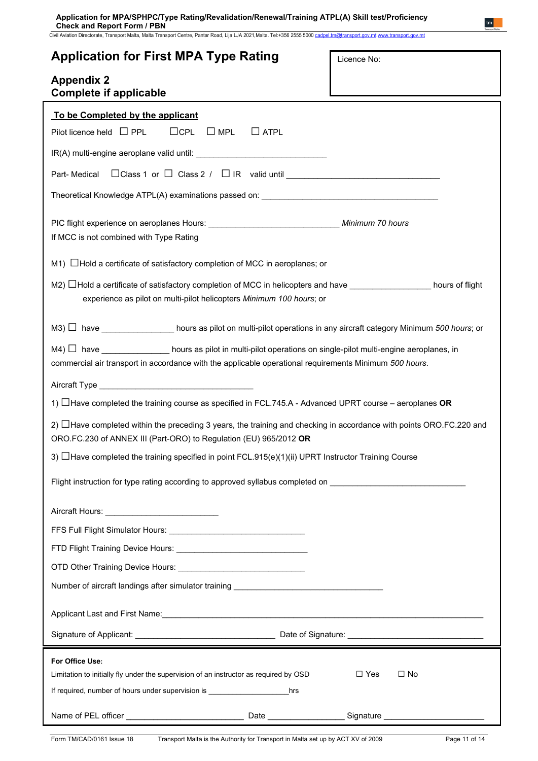# Application for First MPA Type Rating

Licence No:

## Appendix 2
## Complete if applicable

**To be Completed by the applicant**

Pilot licence held ☐ PPL ☐CPL ☐ MPL ☐ ATPL

IR(A) multi-engine aeroplane valid until: ____________________________

Part- Medical ☐Class 1 or ☐ Class 2 / ☐ IR valid until ____________________________________

Theoretical Knowledge ATPL(A) examinations passed on: ________________________________________

PIC flight experience on aeroplanes Hours: _____________________________ *Minimum 70 hours*

If MCC is not combined with Type Rating

M1) ☐Hold a certificate of satisfactory completion of MCC in aeroplanes; or

M2) ☐Hold a certificate of satisfactory completion of MCC in helicopters and have __________________ hours of flight experience as pilot on multi-pilot helicopters *Minimum 100 hours*; or

M3) ☐ have ________________ hours as pilot on multi-pilot operations in any aircraft category Minimum *500 hours*; or

M4) ☐ have _______________ hours as pilot in multi-pilot operations on single-pilot multi-engine aeroplanes, in commercial air transport in accordance with the applicable operational requirements Minimum *500 hours*.

Aircraft Type ___________________________________

1) ☐Have completed the training course as specified in FCL.745.A - Advanced UPRT course – aeroplanes **OR**

2) ☐Have completed within the preceding 3 years, the training and checking in accordance with points ORO.FC.220 and ORO.FC.230 of ANNEX III (Part-ORO) to Regulation (EU) 965/2012 **OR**

3) ☐Have completed the training specified in point FCL.915(e)(1)(ii) UPRT Instructor Training Course

Flight instruction for type rating according to approved syllabus completed on ______________________________

Aircraft Hours: _________________________

FFS Full Flight Simulator Hours: ______________________________

FTD Flight Training Device Hours: _____________________________

OTD Other Training Device Hours: ____________________________

Number of aircraft landings after simulator training _________________________________

Applicant Last and First Name:_______________________________________________________________________

Signature of Applicant: _______________________________ Date of Signature: ______________________________

**For Office Use:**

Limitation to initially fly under the supervision of an instructor as required by OSD ☐ Yes ☐ No

If required, number of hours under supervision is ___________________hrs

Name of PEL officer __________________________ Date _________________ Signature ______________________

Form TM/CAD/0161 Issue 18 Transport Malta is the Authority for Transport in Malta set up by ACT XV of 2009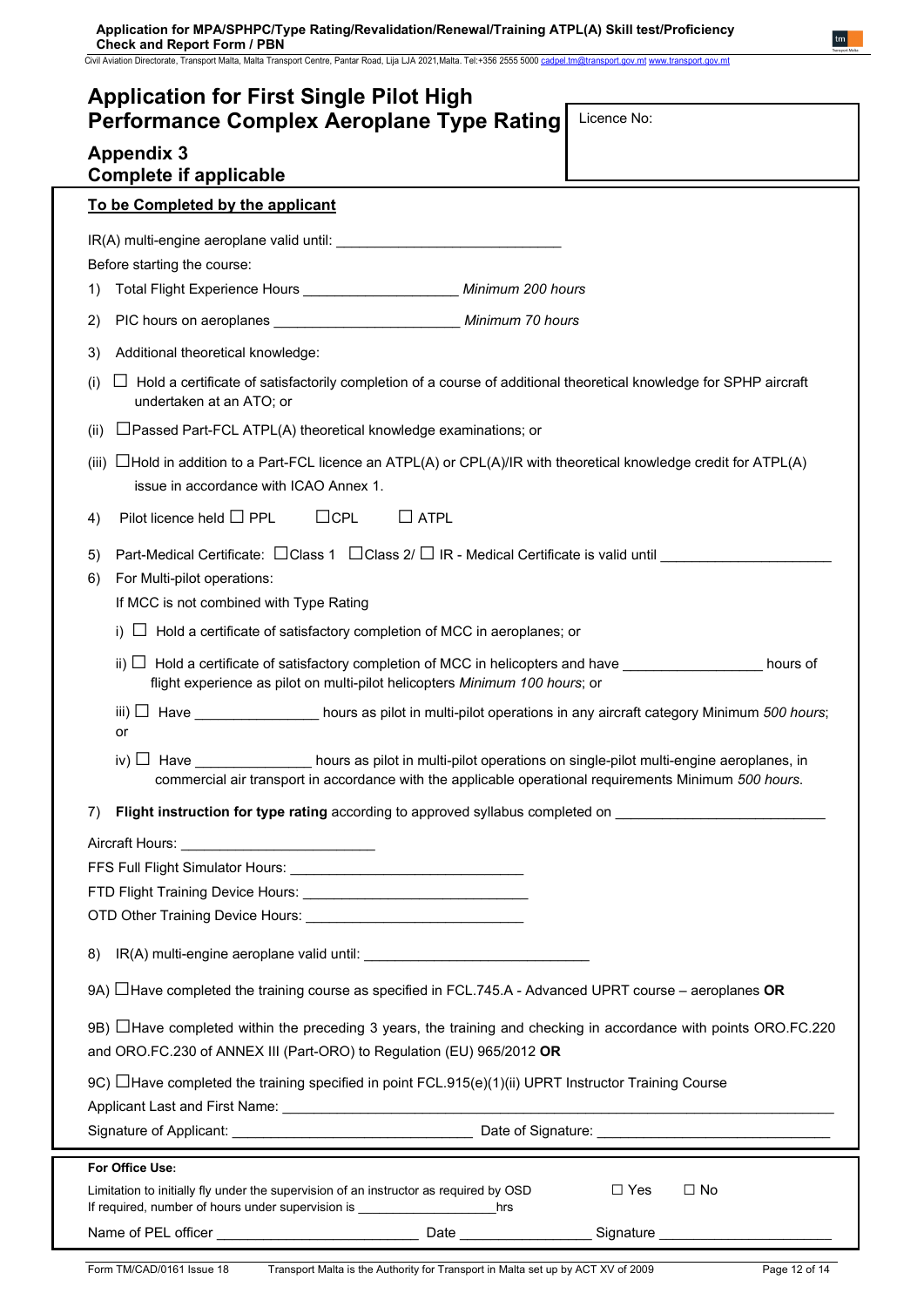# Application for First Single Pilot High Performance Complex Aeroplane Type Rating

Licence No:

## Appendix 3
## Complete if applicable

**To be Completed by the applicant**

IR(A) multi-engine aeroplane valid until: ____________________________

Before starting the course:

1) Total Flight Experience Hours ____________________ *Minimum 200 hours*

2) PIC hours on aeroplanes ________________________ *Minimum 70 hours*

3) Additional theoretical knowledge:

(i) ☐ Hold a certificate of satisfactorily completion of a course of additional theoretical knowledge for SPHP aircraft undertaken at an ATO; or

(ii) ☐ Passed Part-FCL ATPL(A) theoretical knowledge examinations; or

(iii) ☐ Hold in addition to a Part-FCL licence an ATPL(A) or CPL(A)/IR with theoretical knowledge credit for ATPL(A) issue in accordance with ICAO Annex 1.

4) Pilot licence held ☐ PPL ☐ CPL ☐ ATPL

5) Part-Medical Certificate: ☐ Class 1 ☐ Class 2/ ☐ IR - Medical Certificate is valid until ____________________

6) For Multi-pilot operations:

If MCC is not combined with Type Rating

i) ☐ Hold a certificate of satisfactory completion of MCC in aeroplanes; or

ii) ☐ Hold a certificate of satisfactory completion of MCC in helicopters and have ________________ hours of flight experience as pilot on multi-pilot helicopters *Minimum 100 hours*; or

iii) ☐ Have ______________ hours as pilot in multi-pilot operations in any aircraft category Minimum *500 hours*; or

iv) ☐ Have ______________ hours as pilot in multi-pilot operations on single-pilot multi-engine aeroplanes, in commercial air transport in accordance with the applicable operational requirements Minimum *500 hours*.

7) **Flight instruction for type rating** according to approved syllabus completed on ________________________

Aircraft Hours: ________________________

FFS Full Flight Simulator Hours: ____________________________

FTD Flight Training Device Hours: ____________________________

OTD Other Training Device Hours: ____________________________

8) IR(A) multi-engine aeroplane valid until: ____________________________

9A) ☐ Have completed the training course as specified in FCL.745.A - Advanced UPRT course – aeroplanes **OR**

9B) ☐ Have completed within the preceding 3 years, the training and checking in accordance with points ORO.FC.220 and ORO.FC.230 of ANNEX III (Part-ORO) to Regulation (EU) 965/2012 **OR**

9C) ☐ Have completed the training specified in point FCL.915(e)(1)(ii) UPRT Instructor Training Course

Applicant Last and First Name: ________________________________________________

Signature of Applicant: ____________________________ Date of Signature: ____________________________

**For Office Use:**

Limitation to initially fly under the supervision of an instructor as required by OSD ☐ Yes ☐ No

If required, number of hours under supervision is __________________hrs

Name of PEL officer ________________________ Date ________________ Signature ____________________

Form TM/CAD/0161 Issue 18 Transport Malta is the Authority for Transport in Malta set up by ACT XV of 2009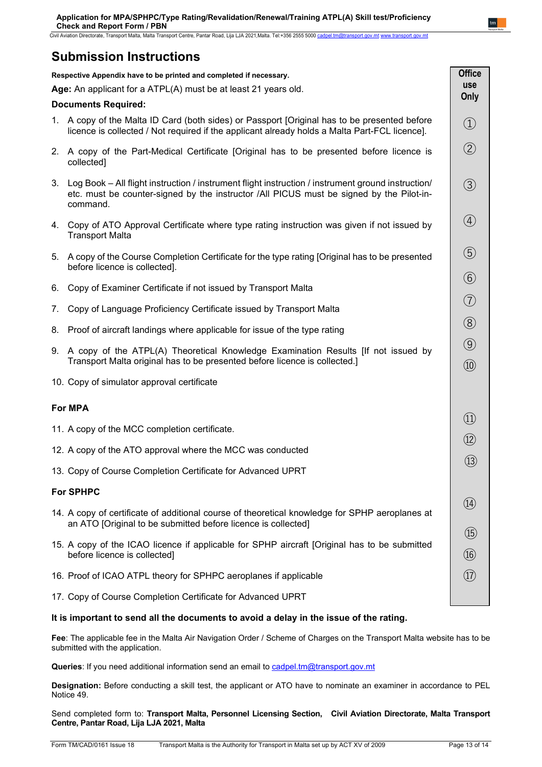# Submission Instructions

**Respective Appendix have to be printed and completed if necessary.**

**Age:** An applicant for a ATPL(A) must be at least 21 years old.

**Documents Required:**

1. A copy of the Malta ID Card (both sides) or Passport [Original has to be presented before licence is collected / Not required if the applicant already holds a Malta Part-FCL licence].
2. A copy of the Part-Medical Certificate [Original has to be presented before licence is collected]
3. Log Book – All flight instruction / instrument flight instruction / instrument ground instruction/ etc. must be counter-signed by the instructor /All PICUS must be signed by the Pilot-in-command.
4. Copy of ATO Approval Certificate where type rating instruction was given if not issued by Transport Malta
5. A copy of the Course Completion Certificate for the type rating [Original has to be presented before licence is collected].
6. Copy of Examiner Certificate if not issued by Transport Malta
7. Copy of Language Proficiency Certificate issued by Transport Malta
8. Proof of aircraft landings where applicable for issue of the type rating
9. A copy of the ATPL(A) Theoretical Knowledge Examination Results [If not issued by Transport Malta original has to be presented before licence is collected.]
10. Copy of simulator approval certificate

**For MPA**

11. A copy of the MCC completion certificate.
12. A copy of the ATO approval where the MCC was conducted
13. Copy of Course Completion Certificate for Advanced UPRT

**For SPHPC**

14. A copy of certificate of additional course of theoretical knowledge for SPHP aeroplanes at an ATO [Original to be submitted before licence is collected]
15. A copy of the ICAO licence if applicable for SPHP aircraft [Original has to be submitted before licence is collected]
16. Proof of ICAO ATPL theory for SPHPC aeroplanes if applicable
17. Copy of Course Completion Certificate for Advanced UPRT

| Office use Only |
|---|
| ① |
| ② |
| ③ |
| ④ |
| ⑤ |
| ⑥ |
| ⑦ |
| ⑧ |
| ⑨ |
| ⑩ |
| ⑪ |
| ⑫ |
| ⑬ |
| ⑭ |
| ⑮ |
| ⑯ |
| ⑰ |

**It is important to send all the documents to avoid a delay in the issue of the rating.**

**Fee**: The applicable fee in the Malta Air Navigation Order / Scheme of Charges on the Transport Malta website has to be submitted with the application.

**Queries**: If you need additional information send an email to cadpel.tm@transport.gov.mt

**Designation:** Before conducting a skill test, the applicant or ATO have to nominate an examiner in accordance to PEL Notice 49.

Send completed form to: **Transport Malta, Personnel Licensing Section, Civil Aviation Directorate, Malta Transport Centre, Pantar Road, Lija LJA 2021, Malta**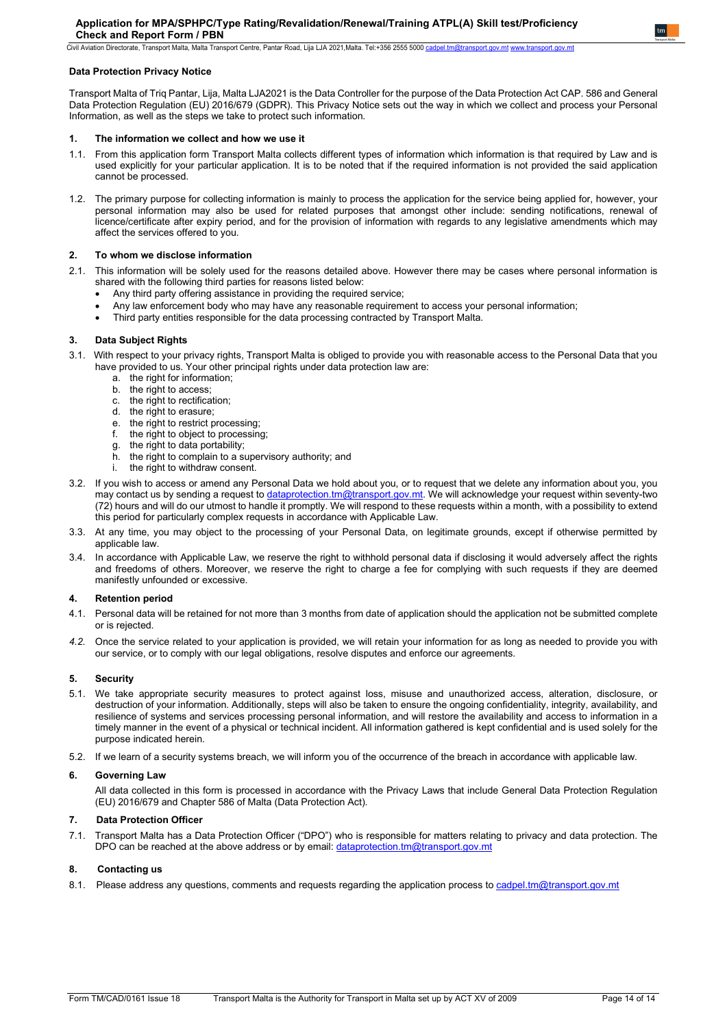## Data Protection Privacy Notice

Transport Malta of Triq Pantar, Lija, Malta LJA2021 is the Data Controller for the purpose of the Data Protection Act CAP. 586 and General Data Protection Regulation (EU) 2016/679 (GDPR). This Privacy Notice sets out the way in which we collect and process your Personal Information, as well as the steps we take to protect such information.

### 1. The information we collect and how we use it

1.1. From this application form Transport Malta collects different types of information which information is that required by Law and is used explicitly for your particular application. It is to be noted that if the required information is not provided the said application cannot be processed.

1.2. The primary purpose for collecting information is mainly to process the application for the service being applied for, however, your personal information may also be used for related purposes that amongst other include: sending notifications, renewal of licence/certificate after expiry period, and for the provision of information with regards to any legislative amendments which may affect the services offered to you.

### 2. To whom we disclose information

2.1. This information will be solely used for the reasons detailed above. However there may be cases where personal information is shared with the following third parties for reasons listed below:

- Any third party offering assistance in providing the required service;
- Any law enforcement body who may have any reasonable requirement to access your personal information;
- Third party entities responsible for the data processing contracted by Transport Malta.

### 3. Data Subject Rights

3.1. With respect to your privacy rights, Transport Malta is obliged to provide you with reasonable access to the Personal Data that you have provided to us. Your other principal rights under data protection law are:

a. the right for information;
b. the right to access;
c. the right to rectification;
d. the right to erasure;
e. the right to restrict processing;
f. the right to object to processing;
g. the right to data portability;
h. the right to complain to a supervisory authority; and
i. the right to withdraw consent.

3.2. If you wish to access or amend any Personal Data we hold about you, or to request that we delete any information about you, you may contact us by sending a request to dataprotection.tm@transport.gov.mt. We will acknowledge your request within seventy-two (72) hours and will do our utmost to handle it promptly. We will respond to these requests within a month, with a possibility to extend this period for particularly complex requests in accordance with Applicable Law.

3.3. At any time, you may object to the processing of your Personal Data, on legitimate grounds, except if otherwise permitted by applicable law.

3.4. In accordance with Applicable Law, we reserve the right to withhold personal data if disclosing it would adversely affect the rights and freedoms of others. Moreover, we reserve the right to charge a fee for complying with such requests if they are deemed manifestly unfounded or excessive.

### 4. Retention period

4.1. Personal data will be retained for not more than 3 months from date of application should the application not be submitted complete or is rejected.

*4.2.* Once the service related to your application is provided, we will retain your information for as long as needed to provide you with our service, or to comply with our legal obligations, resolve disputes and enforce our agreements.

### 5. Security

5.1. We take appropriate security measures to protect against loss, misuse and unauthorized access, alteration, disclosure, or destruction of your information. Additionally, steps will also be taken to ensure the ongoing confidentiality, integrity, availability, and resilience of systems and services processing personal information, and will restore the availability and access to information in a timely manner in the event of a physical or technical incident. All information gathered is kept confidential and is used solely for the purpose indicated herein.

5.2. If we learn of a security systems breach, we will inform you of the occurrence of the breach in accordance with applicable law.

### 6. Governing Law

All data collected in this form is processed in accordance with the Privacy Laws that include General Data Protection Regulation (EU) 2016/679 and Chapter 586 of Malta (Data Protection Act).

### 7. Data Protection Officer

7.1. Transport Malta has a Data Protection Officer ("DPO") who is responsible for matters relating to privacy and data protection. The DPO can be reached at the above address or by email: dataprotection.tm@transport.gov.mt

### 8. Contacting us

8.1. Please address any questions, comments and requests regarding the application process to cadpel.tm@transport.gov.mt